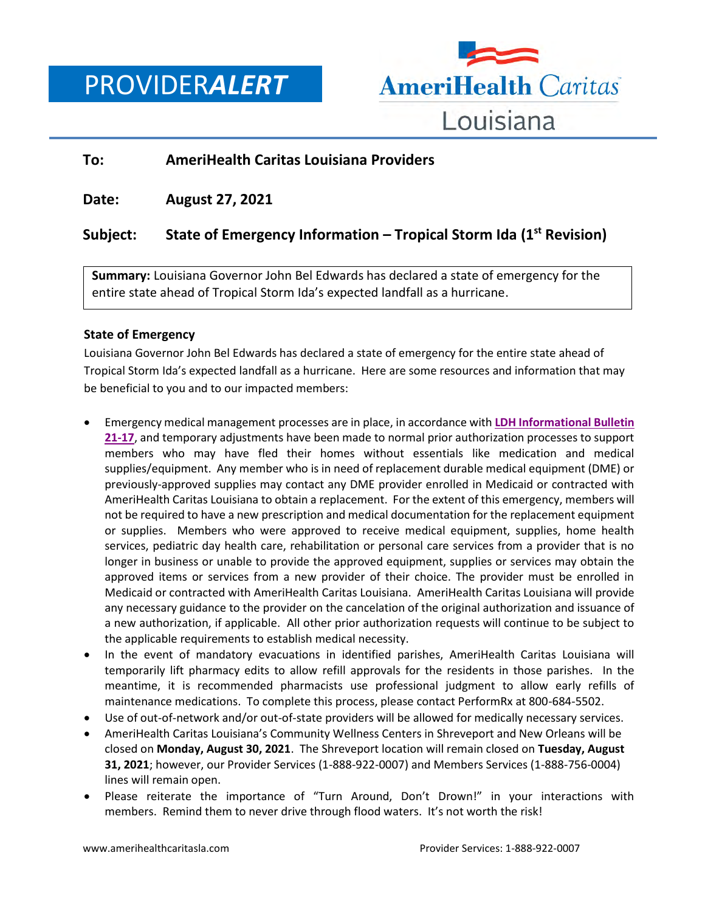# PROVIDER*ALERT*

AmeriHealth Caritas Louisiana

**To:** AmeriHealth Caritas Louisiana Providers

**Date:** August 27, 2021

**Subject:** State of Emergency Information – Tropical Storm Ida (1st Revision)

**Summary:** Louisiana Governor John Bel Edwards has declared a state of emergency for the entire state ahead of Tropical Storm Ida's expected landfall as a hurricane.

### State of Emergency

Louisiana Governor John Bel Edwards has declared a state of emergency for the entire state ahead of Tropical Storm Ida's expected landfall as a hurricane. Here are some resources and information that may be beneficial to you and to our impacted members:

- Emergency medical management processes are in place, in accordance with **LDH Informational Bulletin 21-17**, and temporary adjustments have been made to normal prior authorization processes to support members who may have fled their homes without essentials like medication and medical supplies/equipment. Any member who is in need of replacement durable medical equipment (DME) or previously-approved supplies may contact any DME provider enrolled in Medicaid or contracted with AmeriHealth Caritas Louisiana to obtain a replacement. For the extent of this emergency, members will not be required to have a new prescription and medical documentation for the replacement equipment or supplies. Members who were approved to receive medical equipment, supplies, home health services, pediatric day health care, rehabilitation or personal care services from a provider that is no longer in business or unable to provide the approved equipment, supplies or services may obtain the approved items or services from a new provider of their choice. The provider must be enrolled in Medicaid or contracted with AmeriHealth Caritas Louisiana. AmeriHealth Caritas Louisiana will provide any necessary guidance to the provider on the cancelation of the original authorization and issuance of a new authorization, if applicable. All other prior authorization requests will continue to be subject to the applicable requirements to establish medical necessity.
- In the event of mandatory evacuations in identified parishes, AmeriHealth Caritas Louisiana will temporarily lift pharmacy edits to allow refill approvals for the residents in those parishes. In the meantime, it is recommended pharmacists use professional judgment to allow early refills of maintenance medications. To complete this process, please contact PerformRx at 800-684-5502.
- Use of out-of-network and/or out-of-state providers will be allowed for medically necessary services.
- AmeriHealth Caritas Louisiana's Community Wellness Centers in Shreveport and New Orleans will be closed on **Monday, August 30, 2021**. The Shreveport location will remain closed on **Tuesday, August 31, 2021**; however, our Provider Services (1-888-922-0007) and Members Services (1-888-756-0004) lines will remain open.
- Please reiterate the importance of "Turn Around, Don't Drown!" in your interactions with members. Remind them to never drive through flood waters. It's not worth the risk!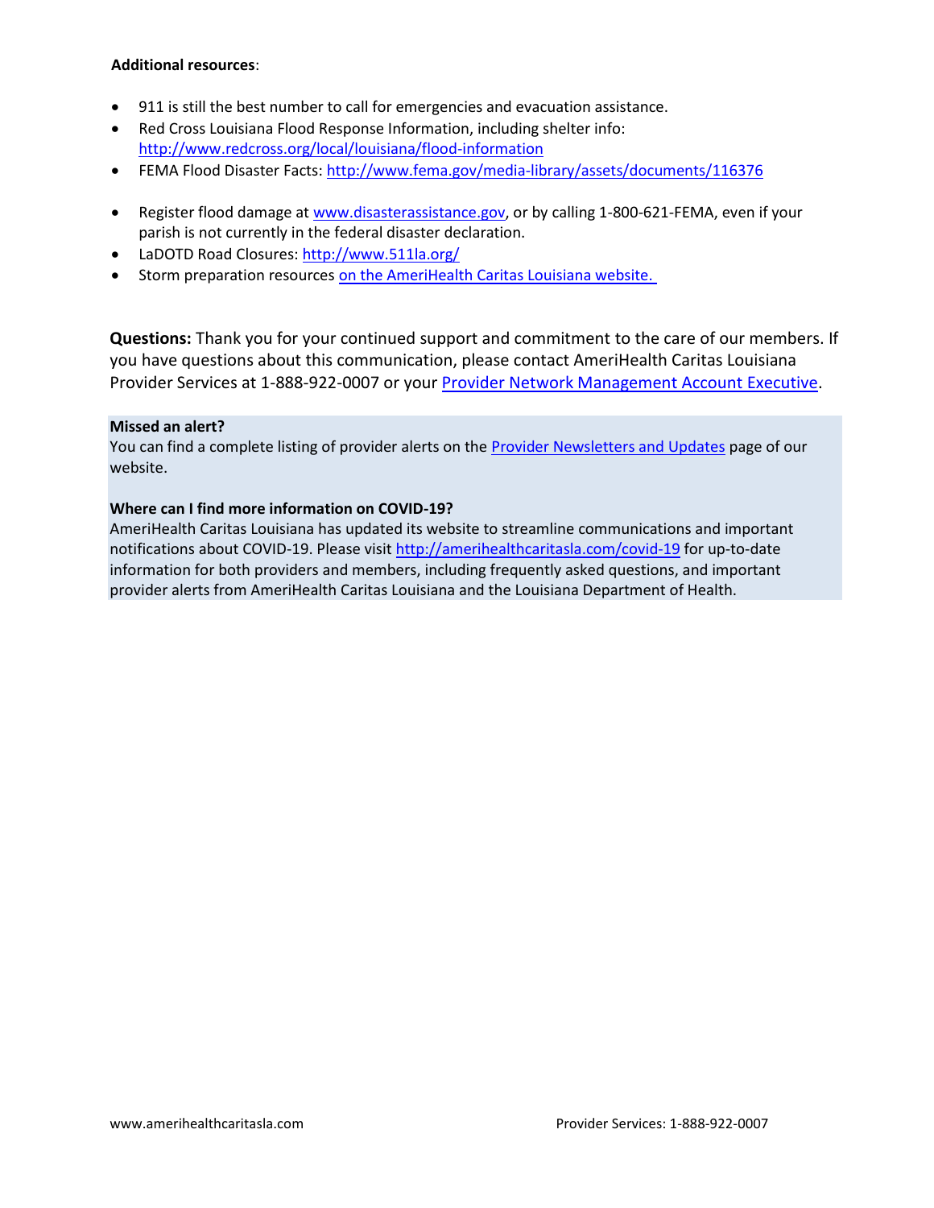**Additional resources**:

- 911 is still the best number to call for emergencies and evacuation assistance.
- Red Cross Louisiana Flood Response Information, including shelter info: http://www.redcross.org/local/louisiana/flood-information
- FEMA Flood Disaster Facts: http://www.fema.gov/media-library/assets/documents/116376
- Register flood damage at www.disasterassistance.gov, or by calling 1-800-621-FEMA, even if your parish is not currently in the federal disaster declaration.
- LaDOTD Road Closures: http://www.511la.org/
- Storm preparation resources on the AmeriHealth Caritas Louisiana website.

**Questions:** Thank you for your continued support and commitment to the care of our members. If you have questions about this communication, please contact AmeriHealth Caritas Louisiana Provider Services at 1-888-922-0007 or your Provider Network Management Account Executive.

**Missed an alert?**
You can find a complete listing of provider alerts on the Provider Newsletters and Updates page of our website.

**Where can I find more information on COVID-19?**
AmeriHealth Caritas Louisiana has updated its website to streamline communications and important notifications about COVID-19. Please visit http://amerihealthcaritasla.com/covid-19 for up-to-date information for both providers and members, including frequently asked questions, and important provider alerts from AmeriHealth Caritas Louisiana and the Louisiana Department of Health.